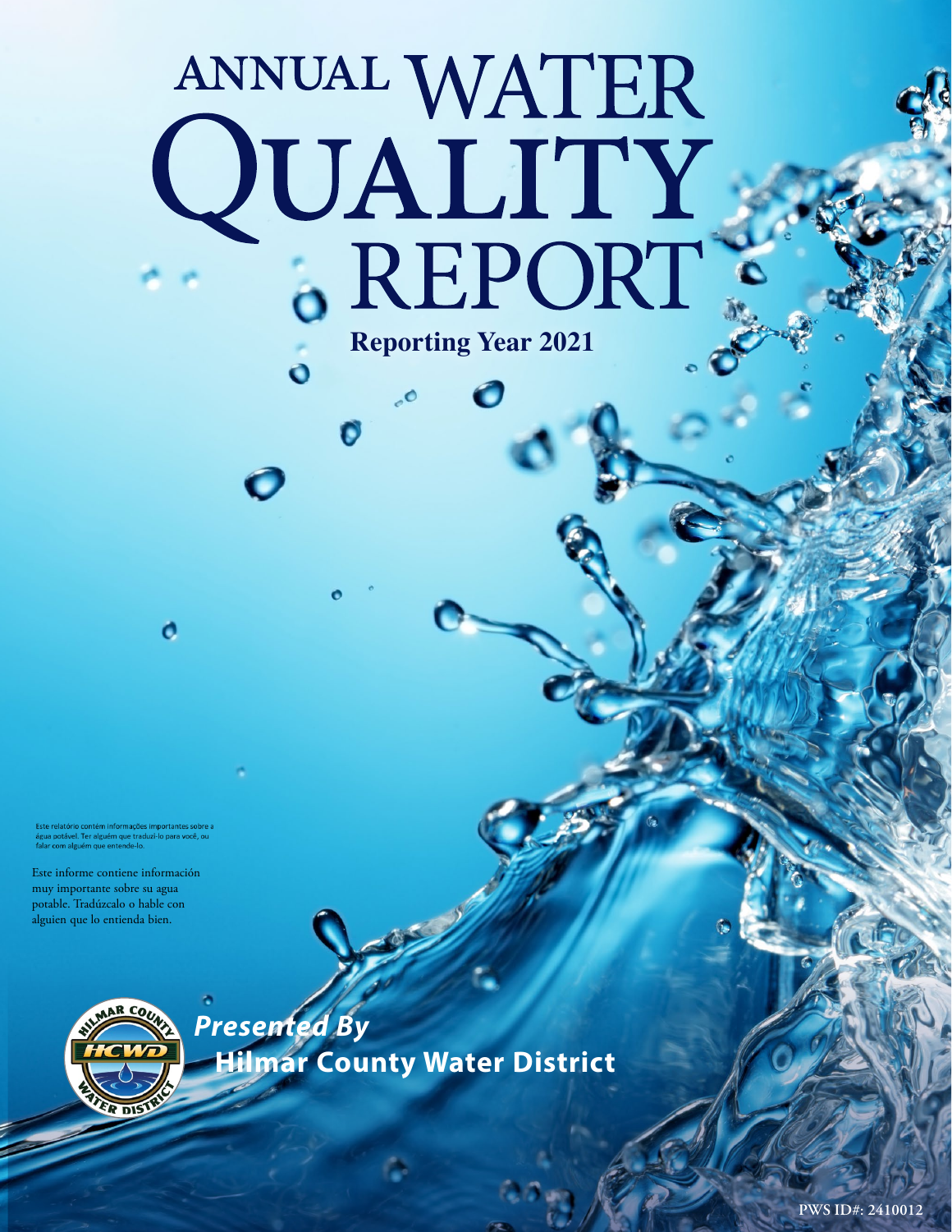# ANNUAL WATER QUALITY REPORT

**Reporting Year 2021**

Este relatório contém informações importantes sobre a água potável. Ter alguém que traduzi-lo para você, ou falar com alguém que entende-lo.

Este informe contiene información muy importante sobre su agua potable. Tradúzcalo o hable con alguien que lo entienda bien.

***Presented By***

**Hilmar County Water District**

PWS ID#: 2410012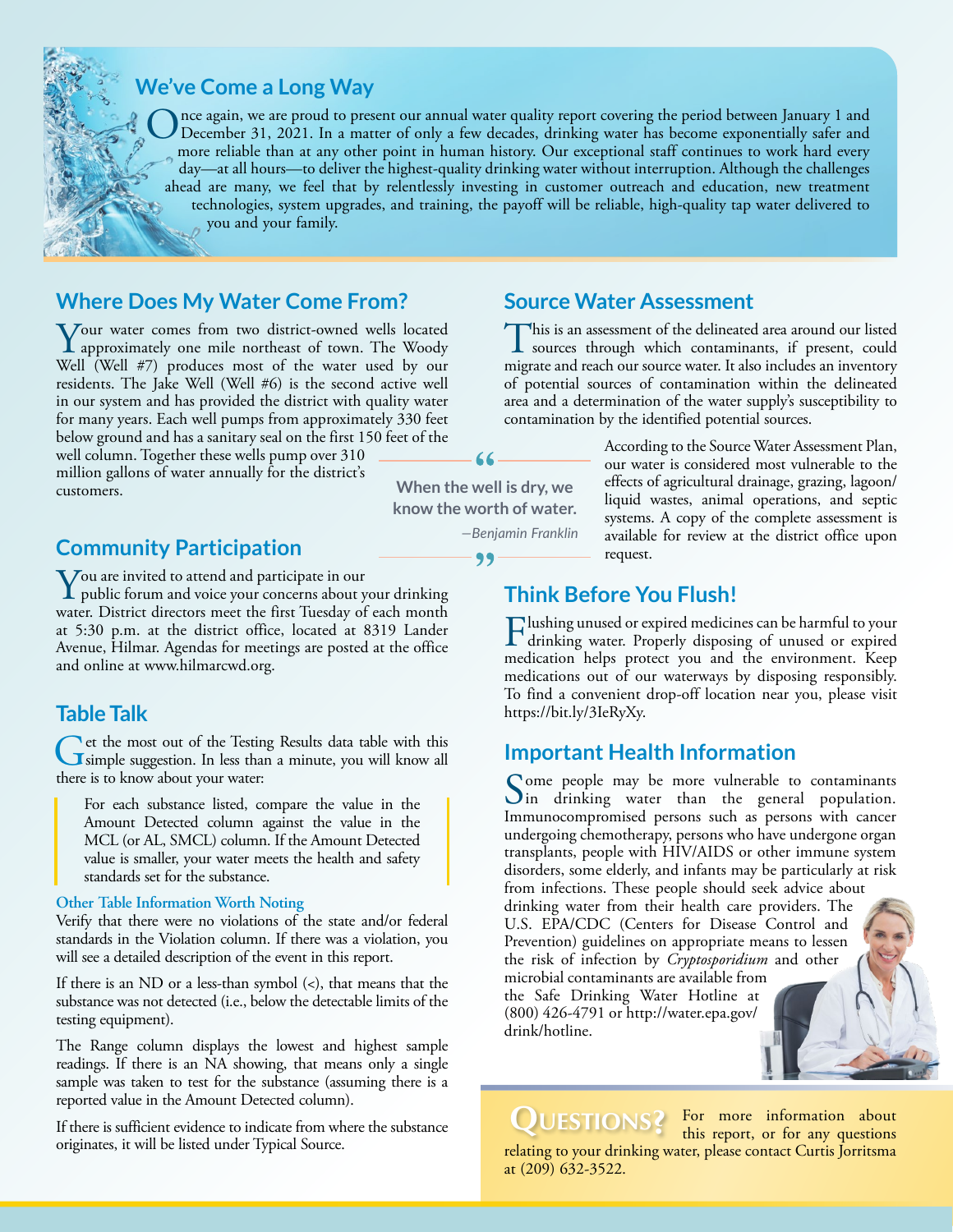## We've Come a Long Way

Once again, we are proud to present our annual water quality report covering the period between January 1 and December 31, 2021. In a matter of only a few decades, drinking water has become exponentially safer and more reliable than at any other point in human history. Our exceptional staff continues to work hard every day—at all hours—to deliver the highest-quality drinking water without interruption. Although the challenges ahead are many, we feel that by relentlessly investing in customer outreach and education, new treatment technologies, system upgrades, and training, the payoff will be reliable, high-quality tap water delivered to you and your family.

## Where Does My Water Come From?

Your water comes from two district-owned wells located approximately one mile northeast of town. The Woody Well (Well #7) produces most of the water used by our residents. The Jake Well (Well #6) is the second active well in our system and has provided the district with quality water for many years. Each well pumps from approximately 330 feet below ground and has a sanitary seal on the first 150 feet of the well column. Together these wells pump over 310 million gallons of water annually for the district's customers.

> "When the well is dry, we know the worth of water."
>
> —*Benjamin Franklin*

## Community Participation

You are invited to attend and participate in our public forum and voice your concerns about your drinking water. District directors meet the first Tuesday of each month at 5:30 p.m. at the district office, located at 8319 Lander Avenue, Hilmar. Agendas for meetings are posted at the office and online at www.hilmarcwd.org.

## Table Talk

Get the most out of the Testing Results data table with this simple suggestion. In less than a minute, you will know all there is to know about your water:

> For each substance listed, compare the value in the Amount Detected column against the value in the MCL (or AL, SMCL) column. If the Amount Detected value is smaller, your water meets the health and safety standards set for the substance.

### Other Table Information Worth Noting

Verify that there were no violations of the state and/or federal standards in the Violation column. If there was a violation, you will see a detailed description of the event in this report.

If there is an ND or a less-than symbol (<), that means that the substance was not detected (i.e., below the detectable limits of the testing equipment).

The Range column displays the lowest and highest sample readings. If there is an NA showing, that means only a single sample was taken to test for the substance (assuming there is a reported value in the Amount Detected column).

If there is sufficient evidence to indicate from where the substance originates, it will be listed under Typical Source.

## Source Water Assessment

This is an assessment of the delineated area around our listed sources through which contaminants, if present, could migrate and reach our source water. It also includes an inventory of potential sources of contamination within the delineated area and a determination of the water supply's susceptibility to contamination by the identified potential sources.

According to the Source Water Assessment Plan, our water is considered most vulnerable to the effects of agricultural drainage, grazing, lagoon/liquid wastes, animal operations, and septic systems. A copy of the complete assessment is available for review at the district office upon request.

## Think Before You Flush!

Flushing unused or expired medicines can be harmful to your drinking water. Properly disposing of unused or expired medication helps protect you and the environment. Keep medications out of our waterways by disposing responsibly. To find a convenient drop-off location near you, please visit https://bit.ly/3IeRyXy.

## Important Health Information

Some people may be more vulnerable to contaminants in drinking water than the general population. Immunocompromised persons such as persons with cancer undergoing chemotherapy, persons who have undergone organ transplants, people with HIV/AIDS or other immune system disorders, some elderly, and infants may be particularly at risk from infections. These people should seek advice about drinking water from their health care providers. The U.S. EPA/CDC (Centers for Disease Control and Prevention) guidelines on appropriate means to lessen the risk of infection by *Cryptosporidium* and other microbial contaminants are available from the Safe Drinking Water Hotline at (800) 426-4791 or http://water.epa.gov/drink/hotline.

## Questions?

For more information about this report, or for any questions relating to your drinking water, please contact Curtis Jorritsma at (209) 632-3522.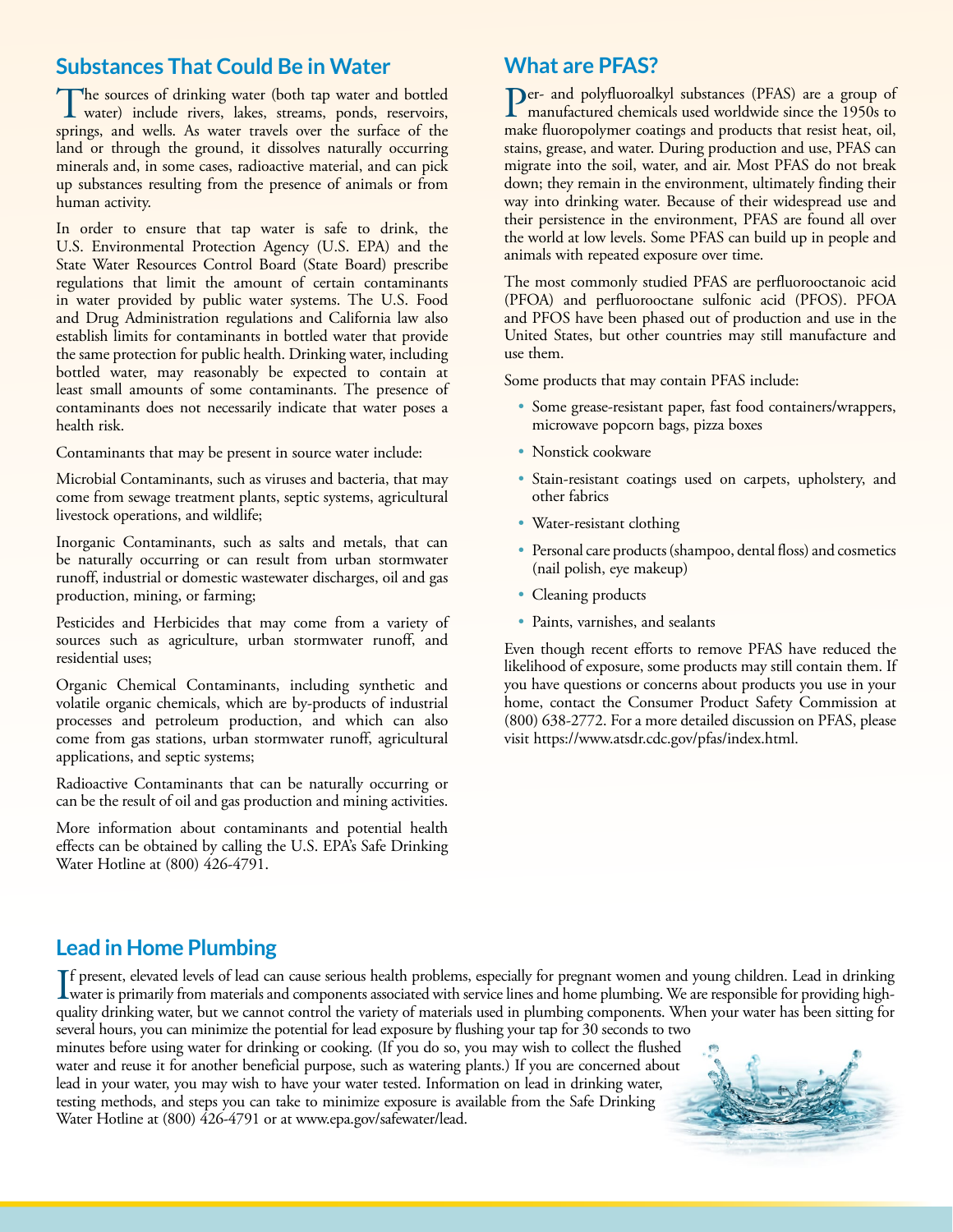## Substances That Could Be in Water

The sources of drinking water (both tap water and bottled water) include rivers, lakes, streams, ponds, reservoirs, springs, and wells. As water travels over the surface of the land or through the ground, it dissolves naturally occurring minerals and, in some cases, radioactive material, and can pick up substances resulting from the presence of animals or from human activity.

In order to ensure that tap water is safe to drink, the U.S. Environmental Protection Agency (U.S. EPA) and the State Water Resources Control Board (State Board) prescribe regulations that limit the amount of certain contaminants in water provided by public water systems. The U.S. Food and Drug Administration regulations and California law also establish limits for contaminants in bottled water that provide the same protection for public health. Drinking water, including bottled water, may reasonably be expected to contain at least small amounts of some contaminants. The presence of contaminants does not necessarily indicate that water poses a health risk.

Contaminants that may be present in source water include:

Microbial Contaminants, such as viruses and bacteria, that may come from sewage treatment plants, septic systems, agricultural livestock operations, and wildlife;

Inorganic Contaminants, such as salts and metals, that can be naturally occurring or can result from urban stormwater runoff, industrial or domestic wastewater discharges, oil and gas production, mining, or farming;

Pesticides and Herbicides that may come from a variety of sources such as agriculture, urban stormwater runoff, and residential uses;

Organic Chemical Contaminants, including synthetic and volatile organic chemicals, which are by-products of industrial processes and petroleum production, and which can also come from gas stations, urban stormwater runoff, agricultural applications, and septic systems;

Radioactive Contaminants that can be naturally occurring or can be the result of oil and gas production and mining activities.

More information about contaminants and potential health effects can be obtained by calling the U.S. EPA's Safe Drinking Water Hotline at (800) 426-4791.

## What are PFAS?

Per- and polyfluoroalkyl substances (PFAS) are a group of manufactured chemicals used worldwide since the 1950s to make fluoropolymer coatings and products that resist heat, oil, stains, grease, and water. During production and use, PFAS can migrate into the soil, water, and air. Most PFAS do not break down; they remain in the environment, ultimately finding their way into drinking water. Because of their widespread use and their persistence in the environment, PFAS are found all over the world at low levels. Some PFAS can build up in people and animals with repeated exposure over time.

The most commonly studied PFAS are perfluorooctanoic acid (PFOA) and perfluorooctane sulfonic acid (PFOS). PFOA and PFOS have been phased out of production and use in the United States, but other countries may still manufacture and use them.

Some products that may contain PFAS include:

- Some grease-resistant paper, fast food containers/wrappers, microwave popcorn bags, pizza boxes
- Nonstick cookware
- Stain-resistant coatings used on carpets, upholstery, and other fabrics
- Water-resistant clothing
- Personal care products (shampoo, dental floss) and cosmetics (nail polish, eye makeup)
- Cleaning products
- Paints, varnishes, and sealants

Even though recent efforts to remove PFAS have reduced the likelihood of exposure, some products may still contain them. If you have questions or concerns about products you use in your home, contact the Consumer Product Safety Commission at (800) 638-2772. For a more detailed discussion on PFAS, please visit https://www.atsdr.cdc.gov/pfas/index.html.

## Lead in Home Plumbing

If present, elevated levels of lead can cause serious health problems, especially for pregnant women and young children. Lead in drinking water is primarily from materials and components associated with service lines and home plumbing. We are responsible for providing high-quality drinking water, but we cannot control the variety of materials used in plumbing components. When your water has been sitting for several hours, you can minimize the potential for lead exposure by flushing your tap for 30 seconds to two minutes before using water for drinking or cooking. (If you do so, you may wish to collect the flushed water and reuse it for another beneficial purpose, such as watering plants.) If you are concerned about lead in your water, you may wish to have your water tested. Information on lead in drinking water, testing methods, and steps you can take to minimize exposure is available from the Safe Drinking Water Hotline at (800) 426-4791 or at www.epa.gov/safewater/lead.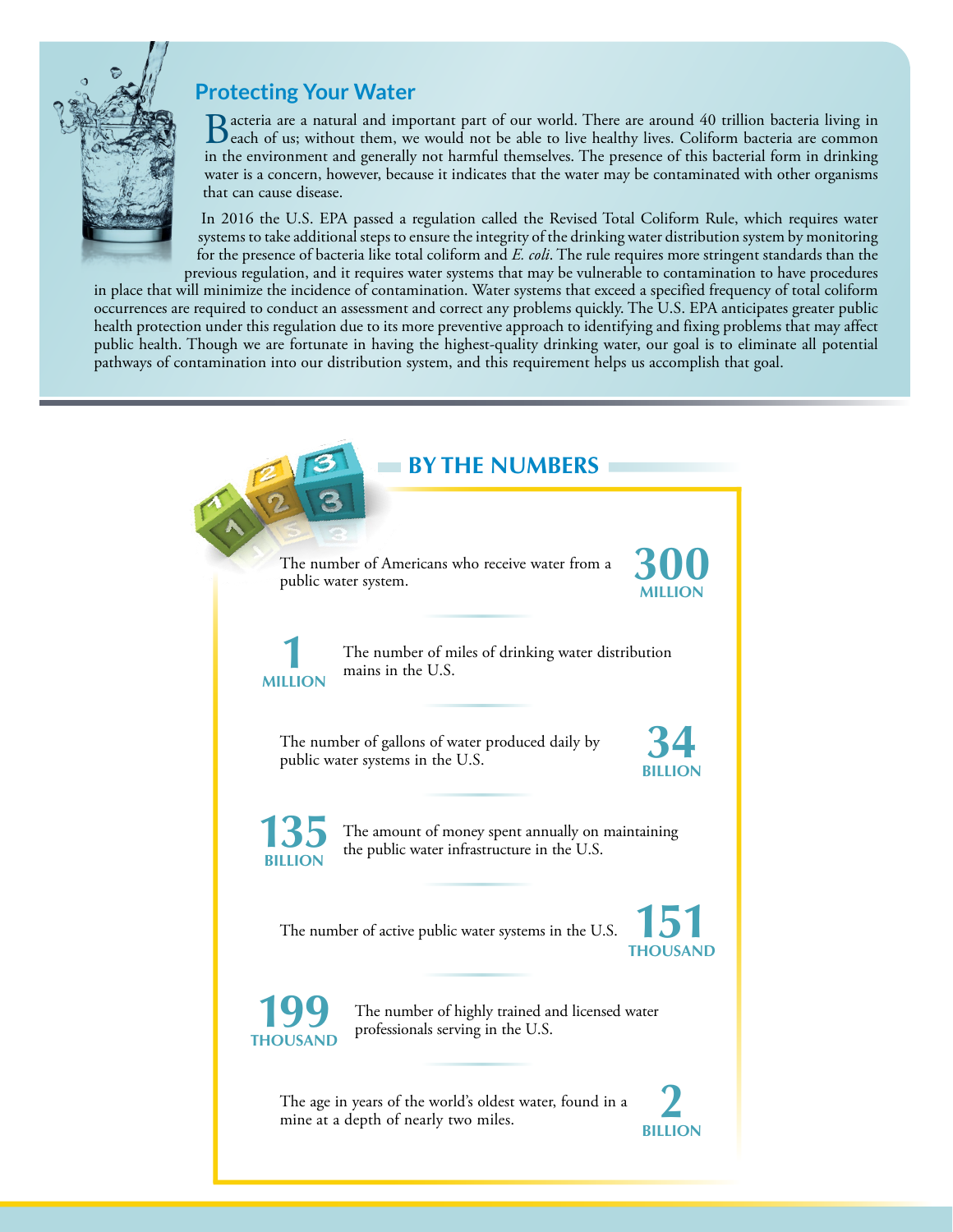## Protecting Your Water

Bacteria are a natural and important part of our world. There are around 40 trillion bacteria living in each of us; without them, we would not be able to live healthy lives. Coliform bacteria are common in the environment and generally not harmful themselves. The presence of this bacterial form in drinking water is a concern, however, because it indicates that the water may be contaminated with other organisms that can cause disease.

In 2016 the U.S. EPA passed a regulation called the Revised Total Coliform Rule, which requires water systems to take additional steps to ensure the integrity of the drinking water distribution system by monitoring for the presence of bacteria like total coliform and *E. coli*. The rule requires more stringent standards than the previous regulation, and it requires water systems that may be vulnerable to contamination to have procedures in place that will minimize the incidence of contamination. Water systems that exceed a specified frequency of total coliform occurrences are required to conduct an assessment and correct any problems quickly. The U.S. EPA anticipates greater public health protection under this regulation due to its more preventive approach to identifying and fixing problems that may affect public health. Though we are fortunate in having the highest-quality drinking water, our goal is to eliminate all potential pathways of contamination into our distribution system, and this requirement helps us accomplish that goal.

## BY THE NUMBERS

The number of Americans who receive water from a public water system. **300 MILLION**

**1 MILLION** The number of miles of drinking water distribution mains in the U.S.

The number of gallons of water produced daily by public water systems in the U.S. **34 BILLION**

**135 BILLION** The amount of money spent annually on maintaining the public water infrastructure in the U.S.

The number of active public water systems in the U.S. **151 THOUSAND**

**199 THOUSAND** The number of highly trained and licensed water professionals serving in the U.S.

The age in years of the world's oldest water, found in a mine at a depth of nearly two miles. **2 BILLION**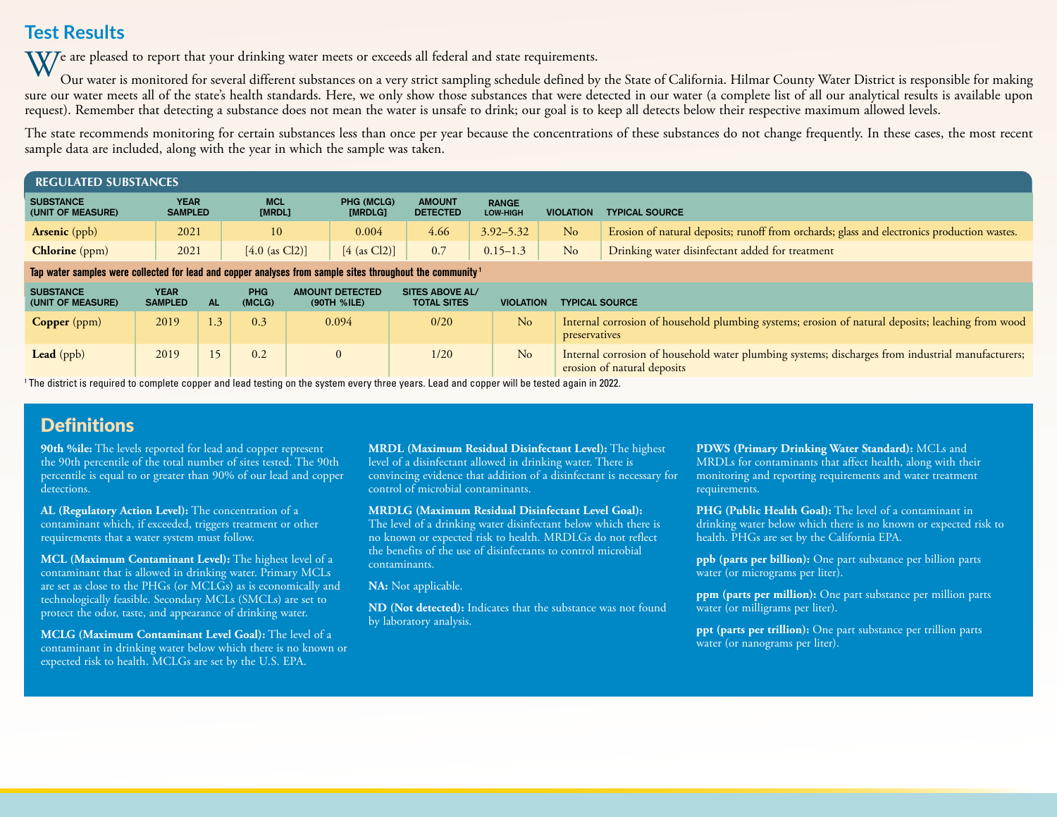## Test Results

We are pleased to report that your drinking water meets or exceeds all federal and state requirements.

Our water is monitored for several different substances on a very strict sampling schedule defined by the State of California. Hilmar County Water District is responsible for making sure our water meets all of the state's health standards. Here, we only show those substances that were detected in our water (a complete list of all our analytical results is available upon request). Remember that detecting a substance does not mean the water is unsafe to drink; our goal is to keep all detects below their respective maximum allowed levels.

The state recommends monitoring for certain substances less than once per year because the concentrations of these substances do not change frequently. In these cases, the most recent sample data are included, along with the year in which the sample was taken.

### REGULATED SUBSTANCES

| SUBSTANCE (UNIT OF MEASURE) | YEAR SAMPLED | MCL [MRDL] | PHG (MCLG) [MRDLG] | AMOUNT DETECTED | RANGE LOW-HIGH | VIOLATION | TYPICAL SOURCE |
|---|---|---|---|---|---|---|---|
| **Arsenic** (ppb) | 2021 | 10 | 0.004 | 4.66 | 3.92–5.32 | No | Erosion of natural deposits; runoff from orchards; glass and electronics production wastes. |
| **Chlorine** (ppm) | 2021 | [4.0 (as Cl2)] | [4 (as Cl2)] | 0.7 | 0.15–1.3 | No | Drinking water disinfectant added for treatment |

**Tap water samples were collected for lead and copper analyses from sample sites throughout the community**[1]

| SUBSTANCE (UNIT OF MEASURE) | YEAR SAMPLED | AL | PHG (MCLG) | AMOUNT DETECTED (90TH %ILE) | SITES ABOVE AL/ TOTAL SITES | VIOLATION | TYPICAL SOURCE |
|---|---|---|---|---|---|---|---|
| **Copper** (ppm) | 2019 | 1.3 | 0.3 | 0.094 | 0/20 | No | Internal corrosion of household plumbing systems; erosion of natural deposits; leaching from wood preservatives |
| **Lead** (ppb) | 2019 | 15 | 0.2 | 0 | 1/20 | No | Internal corrosion of household water plumbing systems; discharges from industrial manufacturers; erosion of natural deposits |

[1] The district is required to complete copper and lead testing on the system every three years. Lead and copper will be tested again in 2022.

## Definitions

**90th %ile:** The levels reported for lead and copper represent the 90th percentile of the total number of sites tested. The 90th percentile is equal to or greater than 90% of our lead and copper detections.

**AL (Regulatory Action Level):** The concentration of a contaminant which, if exceeded, triggers treatment or other requirements that a water system must follow.

**MCL (Maximum Contaminant Level):** The highest level of a contaminant that is allowed in drinking water. Primary MCLs are set as close to the PHGs (or MCLGs) as is economically and technologically feasible. Secondary MCLs (SMCLs) are set to protect the odor, taste, and appearance of drinking water.

**MCLG (Maximum Contaminant Level Goal):** The level of a contaminant in drinking water below which there is no known or expected risk to health. MCLGs are set by the U.S. EPA.

**MRDL (Maximum Residual Disinfectant Level):** The highest level of a disinfectant allowed in drinking water. There is convincing evidence that addition of a disinfectant is necessary for control of microbial contaminants.

**MRDLG (Maximum Residual Disinfectant Level Goal):** The level of a drinking water disinfectant below which there is no known or expected risk to health. MRDLGs do not reflect the benefits of the use of disinfectants to control microbial contaminants.

**NA:** Not applicable.

**ND (Not detected):** Indicates that the substance was not found by laboratory analysis.

**PDWS (Primary Drinking Water Standard):** MCLs and MRDLs for contaminants that affect health, along with their monitoring and reporting requirements and water treatment requirements.

**PHG (Public Health Goal):** The level of a contaminant in drinking water below which there is no known or expected risk to health. PHGs are set by the California EPA.

**ppb (parts per billion):** One part substance per billion parts water (or micrograms per liter).

**ppm (parts per million):** One part substance per million parts water (or milligrams per liter).

**ppt (parts per trillion):** One part substance per trillion parts water (or nanograms per liter).